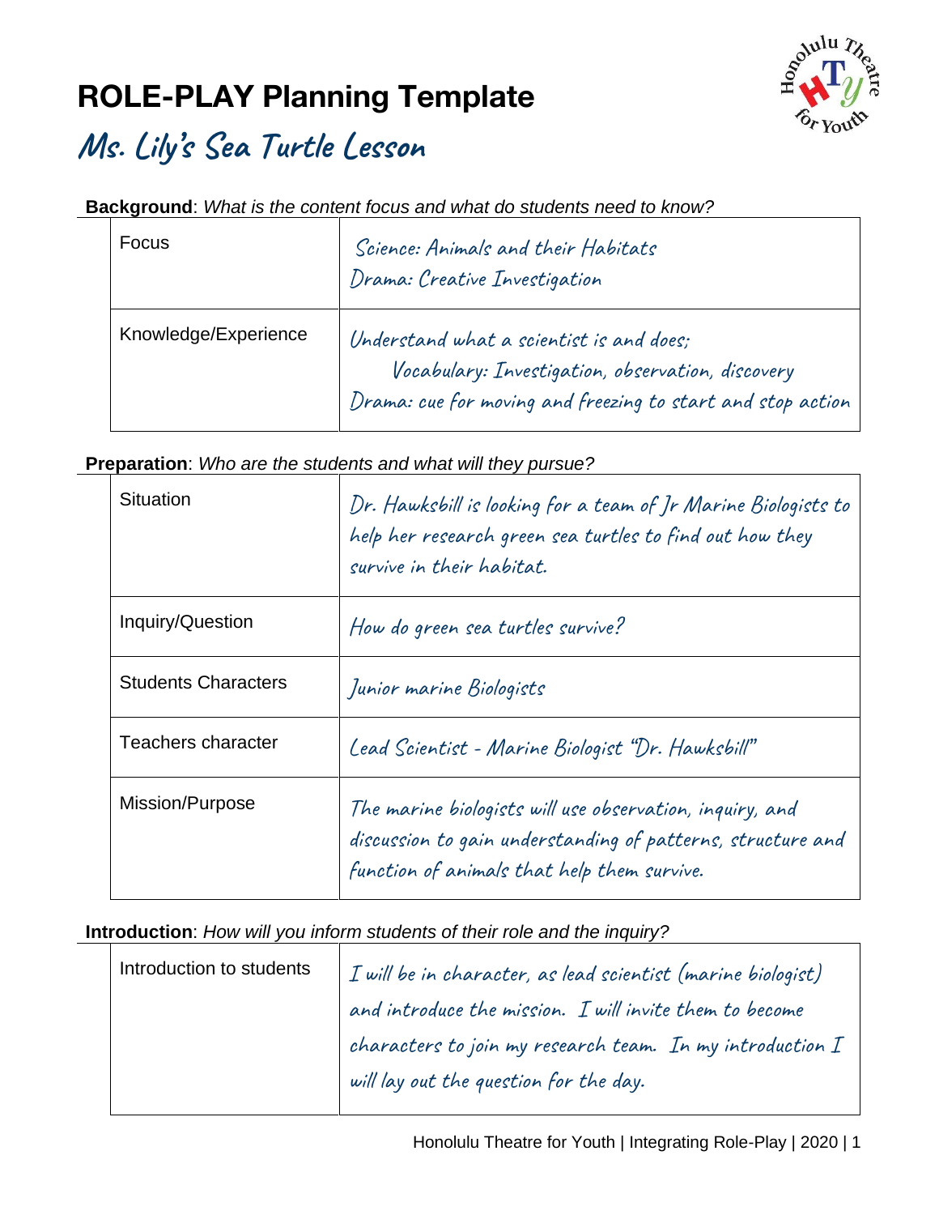# ROLE-PLAY Planning Template

## Ms. Lily's Sea Turtle Lesson

**Background**: *What is the content focus and what do students need to know?*

| | |
|---|---|
| Focus | Science: Animals and their Habitats<br>Drama: Creative Investigation |
| Knowledge/Experience | Understand what a scientist is and does;<br>Vocabulary: Investigation, observation, discovery<br>Drama: cue for moving and freezing to start and stop action |

**Preparation**: *Who are the students and what will they pursue?*

| | |
|---|---|
| Situation | Dr. Hawksbill is looking for a team of Jr Marine Biologists to help her research green sea turtles to find out how they survive in their habitat. |
| Inquiry/Question | How do green sea turtles survive? |
| Students Characters | Junior marine Biologists |
| Teachers character | Lead Scientist - Marine Biologist "Dr. Hawksbill" |
| Mission/Purpose | The marine biologists will use observation, inquiry, and discussion to gain understanding of patterns, structure and function of animals that help them survive. |

**Introduction**: *How will you inform students of their role and the inquiry?*

| | |
|---|---|
| Introduction to students | I will be in character, as lead scientist (marine biologist) and introduce the mission. I will invite them to become characters to join my research team. In my introduction I will lay out the question for the day. |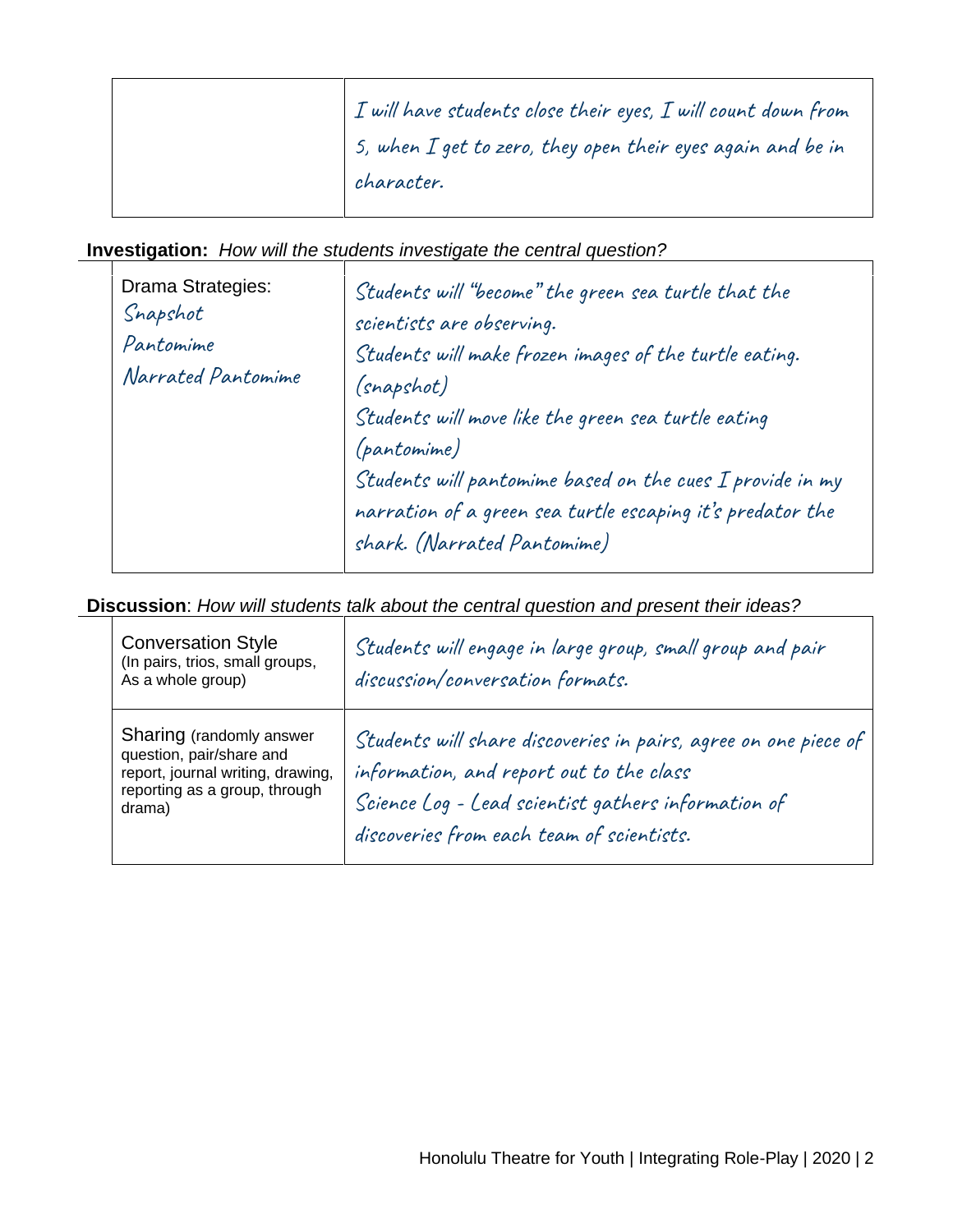| | |
|---|---|
| | I will have students close their eyes, I will count down from 5, when I get to zero, they open their eyes again and be in character. |

**Investigation:** *How will the students investigate the central question?*

| | |
|---|---|
| Drama Strategies:<br>Snapshot<br>Pantomime<br>Narrated Pantomime | Students will "become" the green sea turtle that the scientists are observing.<br>Students will make frozen images of the turtle eating. (snapshot)<br>Students will move like the green sea turtle eating (pantomime)<br>Students will pantomime based on the cues I provide in my narration of a green sea turtle escaping it's predator the shark. (Narrated Pantomime) |

**Discussion**: *How will students talk about the central question and present their ideas?*

| | |
|---|---|
| Conversation Style (In pairs, trios, small groups, As a whole group) | Students will engage in large group, small group and pair discussion/conversation formats. |
| Sharing (randomly answer question, pair/share and report, journal writing, drawing, reporting as a group, through drama) | Students will share discoveries in pairs, agree on one piece of information, and report out to the class<br>Science Log - Lead scientist gathers information of discoveries from each team of scientists. |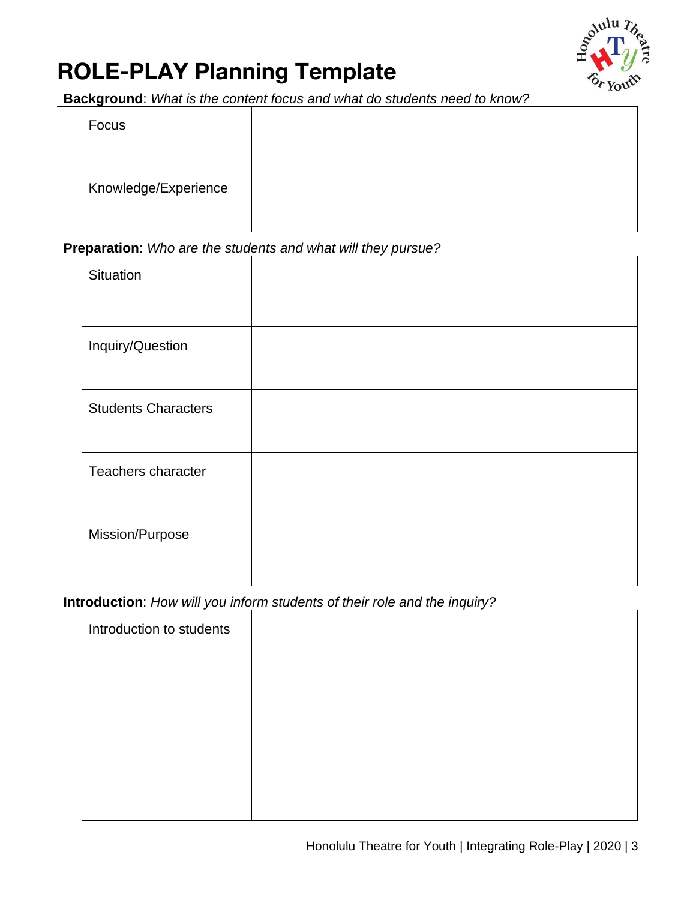# ROLE-PLAY Planning Template

**Background**: *What is the content focus and what do students need to know?*

| | |
|---|---|
| Focus | |
| Knowledge/Experience | |

**Preparation**: *Who are the students and what will they pursue?*

| | |
|---|---|
| Situation | |
| Inquiry/Question | |
| Students Characters | |
| Teachers character | |
| Mission/Purpose | |

**Introduction**: *How will you inform students of their role and the inquiry?*

| | |
|---|---|
| Introduction to students | |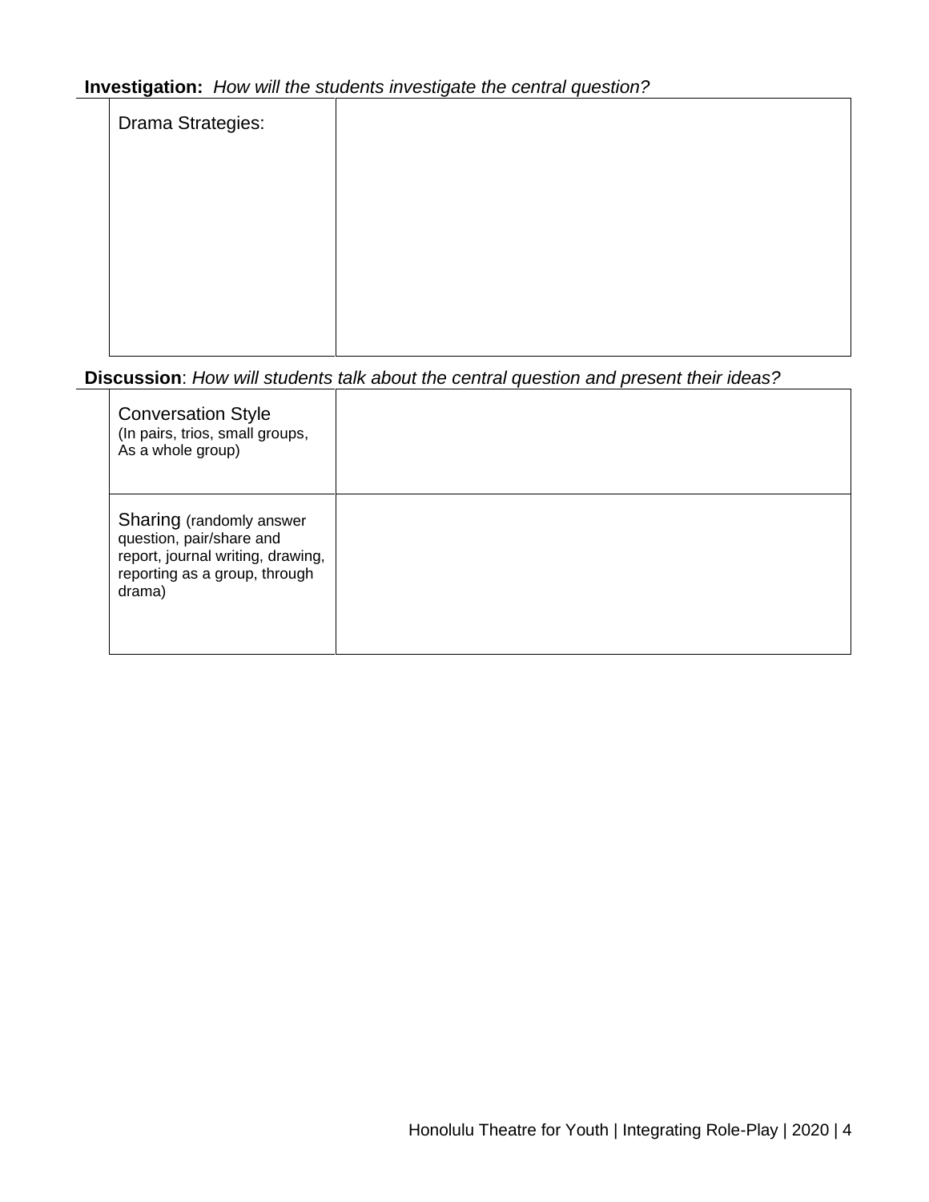**Investigation:** *How will the students investigate the central question?*

| | |
|---|---|
| Drama Strategies: | |

**Discussion**: *How will students talk about the central question and present their ideas?*

| | |
|---|---|
| Conversation Style (In pairs, trios, small groups, As a whole group) | |
| Sharing (randomly answer question, pair/share and report, journal writing, drawing, reporting as a group, through drama) | |